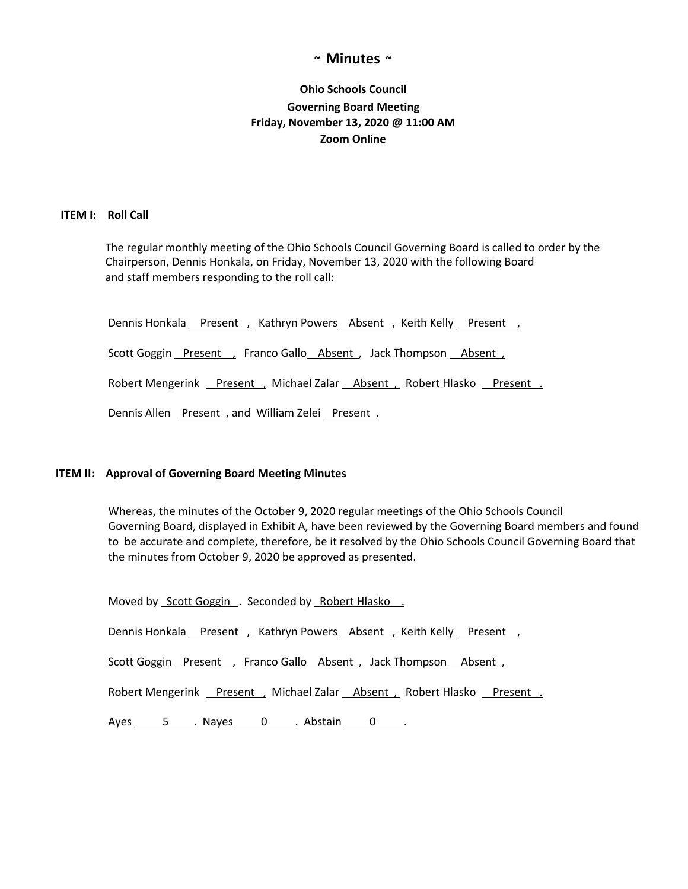# ~ Minutes ~

**Ohio Schools Council**
**Governing Board Meeting**
**Friday, November 13, 2020 @ 11:00 AM**
**Zoom Online**

### ITEM I: Roll Call

The regular monthly meeting of the Ohio Schools Council Governing Board is called to order by the Chairperson, Dennis Honkala, on Friday, November 13, 2020 with the following Board and staff members responding to the roll call:

Dennis Honkala Present , Kathryn Powers Absent , Keith Kelly Present ,

Scott Goggin Present , Franco Gallo Absent , Jack Thompson Absent ,

Robert Mengerink Present , Michael Zalar Absent , Robert Hlasko Present .

Dennis Allen Present , and William Zelei Present .

### ITEM II: Approval of Governing Board Meeting Minutes

Whereas, the minutes of the October 9, 2020 regular meetings of the Ohio Schools Council Governing Board, displayed in Exhibit A, have been reviewed by the Governing Board members and found to be accurate and complete, therefore, be it resolved by the Ohio Schools Council Governing Board that the minutes from October 9, 2020 be approved as presented.

Moved by Scott Goggin . Seconded by Robert Hlasko .

Dennis Honkala Present , Kathryn Powers Absent , Keith Kelly Present ,

Scott Goggin Present , Franco Gallo Absent , Jack Thompson Absent ,

Robert Mengerink Present , Michael Zalar Absent , Robert Hlasko Present .

Ayes 5 . Nayes 0 . Abstain 0 .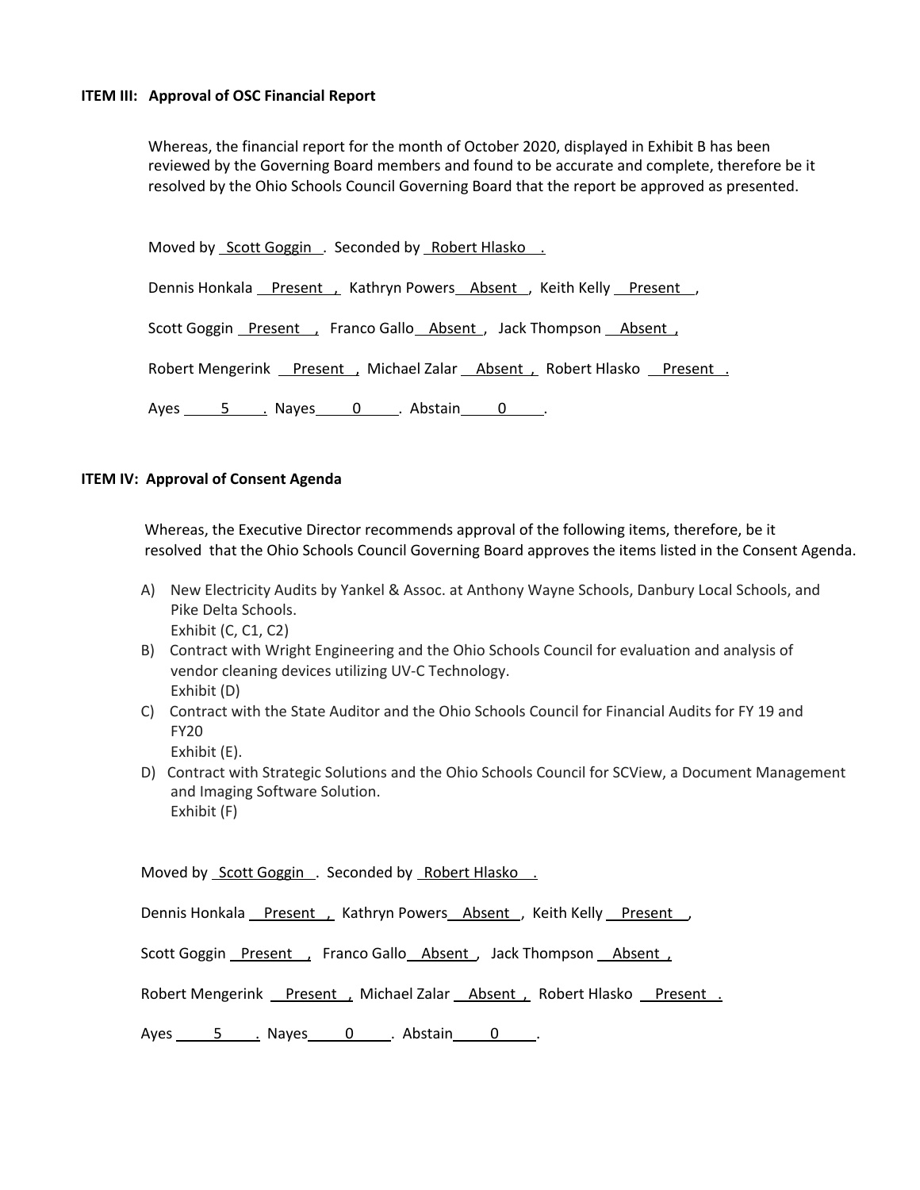**ITEM III: Approval of OSC Financial Report**

Whereas, the financial report for the month of October 2020, displayed in Exhibit B has been reviewed by the Governing Board members and found to be accurate and complete, therefore be it resolved by the Ohio Schools Council Governing Board that the report be approved as presented.

Moved by Scott Goggin. Seconded by Robert Hlasko.

Dennis Honkala Present, Kathryn Powers Absent, Keith Kelly Present,

Scott Goggin Present, Franco Gallo Absent, Jack Thompson Absent,

Robert Mengerink Present, Michael Zalar Absent, Robert Hlasko Present.

Ayes 5. Nayes 0. Abstain 0.

**ITEM IV: Approval of Consent Agenda**

Whereas, the Executive Director recommends approval of the following items, therefore, be it resolved that the Ohio Schools Council Governing Board approves the items listed in the Consent Agenda.

A) New Electricity Audits by Yankel & Assoc. at Anthony Wayne Schools, Danbury Local Schools, and Pike Delta Schools.
   Exhibit (C, C1, C2)
B) Contract with Wright Engineering and the Ohio Schools Council for evaluation and analysis of vendor cleaning devices utilizing UV-C Technology.
   Exhibit (D)
C) Contract with the State Auditor and the Ohio Schools Council for Financial Audits for FY 19 and FY20
   Exhibit (E).
D) Contract with Strategic Solutions and the Ohio Schools Council for SCView, a Document Management and Imaging Software Solution.
   Exhibit (F)

Moved by Scott Goggin. Seconded by Robert Hlasko.

Dennis Honkala Present, Kathryn Powers Absent, Keith Kelly Present,

Scott Goggin Present, Franco Gallo Absent, Jack Thompson Absent,

Robert Mengerink Present, Michael Zalar Absent, Robert Hlasko Present.

Ayes 5. Nayes 0. Abstain 0.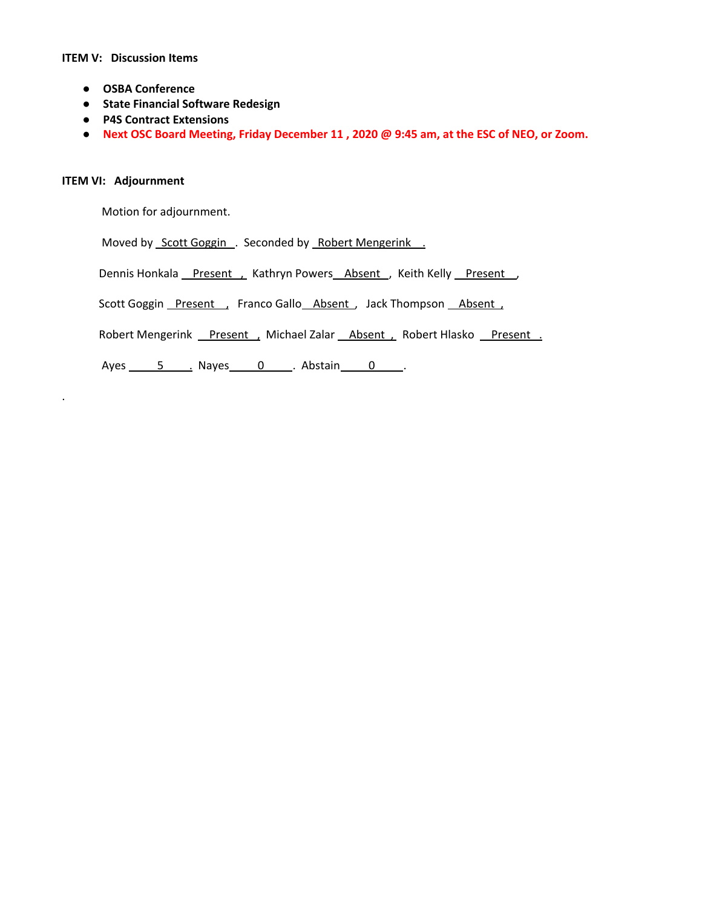**ITEM V: Discussion Items**

- **OSBA Conference**
- **State Financial Software Redesign**
- **P4S Contract Extensions**
- **Next OSC Board Meeting, Friday December 11 , 2020 @ 9:45 am, at the ESC of NEO, or Zoom.**

**ITEM VI: Adjournment**

Motion for adjournment.

Moved by Scott Goggin . Seconded by Robert Mengerink .

Dennis Honkala Present , Kathryn Powers Absent , Keith Kelly Present ,

Scott Goggin Present , Franco Gallo Absent , Jack Thompson Absent ,

Robert Mengerink Present , Michael Zalar Absent , Robert Hlasko Present .

Ayes 5 . Nayes 0 . Abstain 0 .

.